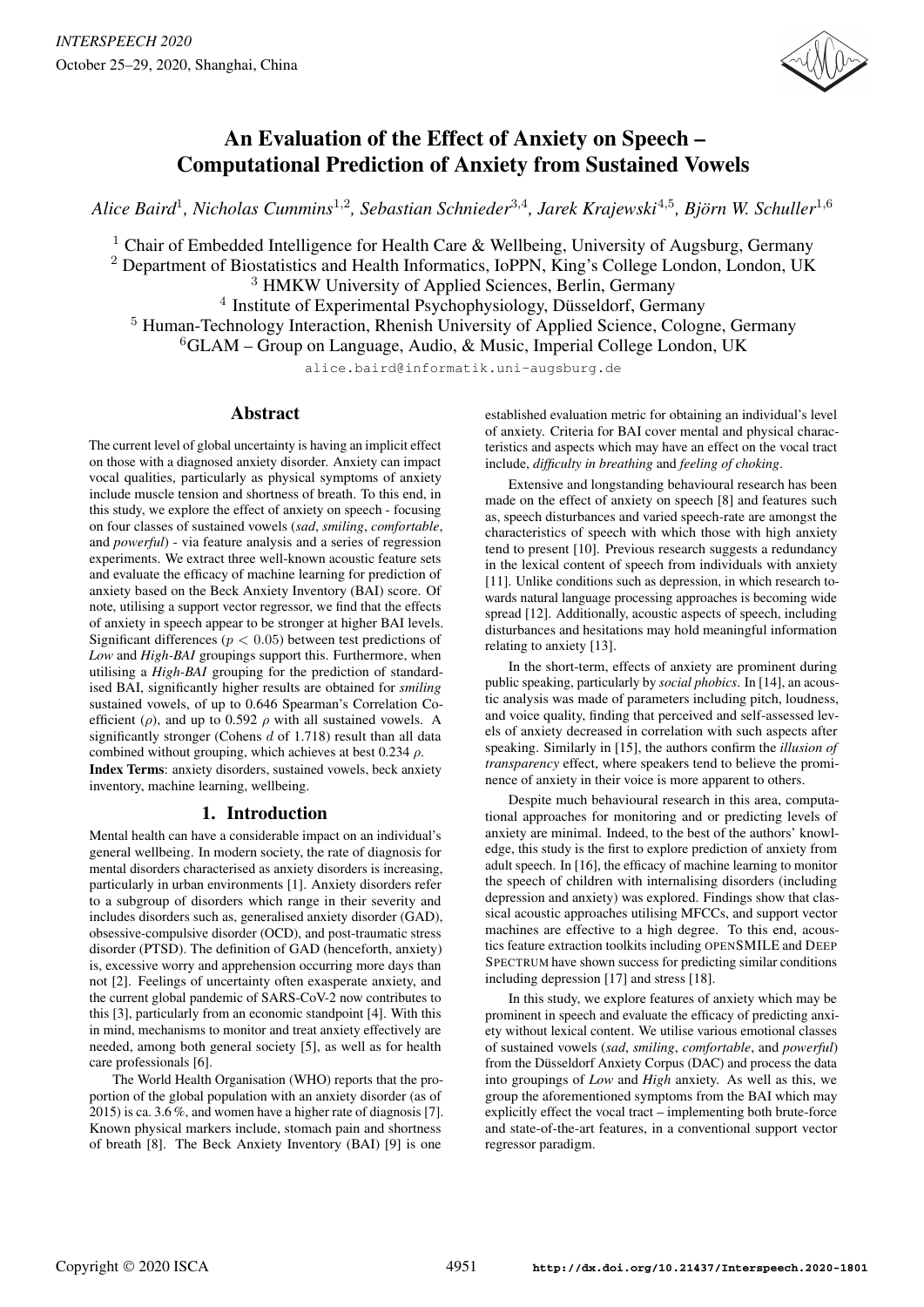# An Evaluation of the Effect of Anxiety on Speech – Computational Prediction of Anxiety from Sustained Vowels

*Alice Baird*[1], *Nicholas Cummins*[1,2], *Sebastian Schnieder*[3,4], *Jarek Krajewski*[4,5], *Björn W. Schuller*[1,6]

[1] Chair of Embedded Intelligence for Health Care & Wellbeing, University of Augsburg, Germany
[2] Department of Biostatistics and Health Informatics, IoPPN, King's College London, London, UK
[3] HMKW University of Applied Sciences, Berlin, Germany
[4] Institute of Experimental Psychophysiology, Düsseldorf, Germany
[5] Human-Technology Interaction, Rhenish University of Applied Science, Cologne, Germany
[6] GLAM – Group on Language, Audio, & Music, Imperial College London, UK

alice.baird@informatik.uni-augsburg.de

## Abstract

The current level of global uncertainty is having an implicit effect on those with a diagnosed anxiety disorder. Anxiety can impact vocal qualities, particularly as physical symptoms of anxiety include muscle tension and shortness of breath. To this end, in this study, we explore the effect of anxiety on speech - focusing on four classes of sustained vowels (*sad*, *smiling*, *comfortable*, and *powerful*) - via feature analysis and a series of regression experiments. We extract three well-known acoustic feature sets and evaluate the efficacy of machine learning for prediction of anxiety based on the Beck Anxiety Inventory (BAI) score. Of note, utilising a support vector regressor, we find that the effects of anxiety in speech appear to be stronger at higher BAI levels. Significant differences ($p < 0.05$) between test predictions of *Low* and *High-BAI* groupings support this. Furthermore, when utilising a *High-BAI* grouping for the prediction of standardised BAI, significantly higher results are obtained for *smiling* sustained vowels, of up to 0.646 Spearman's Correlation Coefficient ($\rho$), and up to 0.592 $\rho$ with all sustained vowels. A significantly stronger (Cohens $d$ of 1.718) result than all data combined without grouping, which achieves at best 0.234 $\rho$.

**Index Terms**: anxiety disorders, sustained vowels, beck anxiety inventory, machine learning, wellbeing.

## 1. Introduction

Mental health can have a considerable impact on an individual's general wellbeing. In modern society, the rate of diagnosis for mental disorders characterised as anxiety disorders is increasing, particularly in urban environments [1]. Anxiety disorders refer to a subgroup of disorders which range in their severity and includes disorders such as, generalised anxiety disorder (GAD), obsessive-compulsive disorder (OCD), and post-traumatic stress disorder (PTSD). The definition of GAD (henceforth, anxiety) is, excessive worry and apprehension occurring more days than not [2]. Feelings of uncertainty often exasperate anxiety, and the current global pandemic of SARS-CoV-2 now contributes to this [3], particularly from an economic standpoint [4]. With this in mind, mechanisms to monitor and treat anxiety effectively are needed, among both general society [5], as well as for health care professionals [6].

The World Health Organisation (WHO) reports that the proportion of the global population with an anxiety disorder (as of 2015) is ca. 3.6 %, and women have a higher rate of diagnosis [7]. Known physical markers include, stomach pain and shortness of breath [8]. The Beck Anxiety Inventory (BAI) [9] is one established evaluation metric for obtaining an individual's level of anxiety. Criteria for BAI cover mental and physical characteristics and aspects which may have an effect on the vocal tract include, *difficulty in breathing* and *feeling of choking*.

Extensive and longstanding behavioural research has been made on the effect of anxiety on speech [8] and features such as, speech disturbances and varied speech-rate are amongst the characteristics of speech with which those with high anxiety tend to present [10]. Previous research suggests a redundancy in the lexical content of speech from individuals with anxiety [11]. Unlike conditions such as depression, in which research towards natural language processing approaches is becoming wide spread [12]. Additionally, acoustic aspects of speech, including disturbances and hesitations may hold meaningful information relating to anxiety [13].

In the short-term, effects of anxiety are prominent during public speaking, particularly by *social phobics*. In [14], an acoustic analysis was made of parameters including pitch, loudness, and voice quality, finding that perceived and self-assessed levels of anxiety decreased in correlation with such aspects after speaking. Similarly in [15], the authors confirm the *illusion of transparency* effect, where speakers tend to believe the prominence of anxiety in their voice is more apparent to others.

Despite much behavioural research in this area, computational approaches for monitoring and or predicting levels of anxiety are minimal. Indeed, to the best of the authors' knowledge, this study is the first to explore prediction of anxiety from adult speech. In [16], the efficacy of machine learning to monitor the speech of children with internalising disorders (including depression and anxiety) was explored. Findings show that classical acoustic approaches utilising MFCCs, and support vector machines are effective to a high degree. To this end, acoustics feature extraction toolkits including OPENSMILE and DEEP SPECTRUM have shown success for predicting similar conditions including depression [17] and stress [18].

In this study, we explore features of anxiety which may be prominent in speech and evaluate the efficacy of predicting anxiety without lexical content. We utilise various emotional classes of sustained vowels (*sad*, *smiling*, *comfortable*, and *powerful*) from the Düsseldorf Anxiety Corpus (DAC) and process the data into groupings of *Low* and *High* anxiety. As well as this, we group the aforementioned symptoms from the BAI which may explicitly effect the vocal tract – implementing both brute-force and state-of-the-art features, in a conventional support vector regressor paradigm.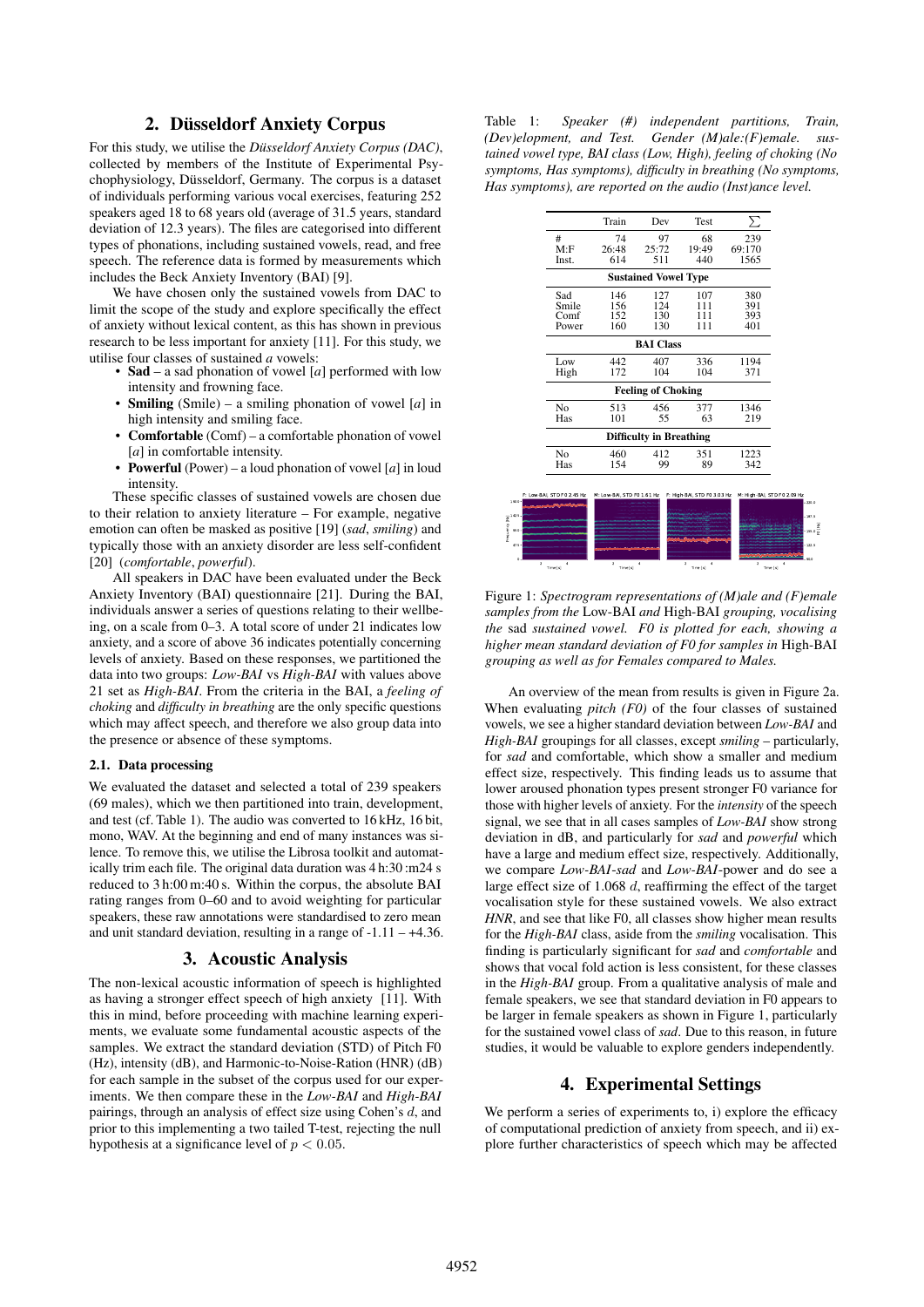## 2. Düsseldorf Anxiety Corpus

For this study, we utilise the *Düsseldorf Anxiety Corpus (DAC)*, collected by members of the Institute of Experimental Psychophysiology, Düsseldorf, Germany. The corpus is a dataset of individuals performing various vocal exercises, featuring 252 speakers aged 18 to 68 years old (average of 31.5 years, standard deviation of 12.3 years). The files are categorised into different types of phonations, including sustained vowels, read, and free speech. The reference data is formed by measurements which includes the Beck Anxiety Inventory (BAI) [9].

We have chosen only the sustained vowels from DAC to limit the scope of the study and explore specifically the effect of anxiety without lexical content, as this has shown in previous research to be less important for anxiety [11]. For this study, we utilise four classes of sustained *a* vowels:

- **Sad** – a sad phonation of vowel [*a*] performed with low intensity and frowning face.
- **Smiling** (Smile) – a smiling phonation of vowel [*a*] in high intensity and smiling face.
- **Comfortable** (Comf) – a comfortable phonation of vowel [*a*] in comfortable intensity.
- **Powerful** (Power) – a loud phonation of vowel [*a*] in loud intensity.

These specific classes of sustained vowels are chosen due to their relation to anxiety literature – For example, negative emotion can often be masked as positive [19] (*sad*, *smiling*) and typically those with an anxiety disorder are less self-confident [20] (*comfortable*, *powerful*).

All speakers in DAC have been evaluated under the Beck Anxiety Inventory (BAI) questionnaire [21]. During the BAI, individuals answer a series of questions relating to their wellbeing, on a scale from 0–3. A total score of under 21 indicates low anxiety, and a score of above 36 indicates potentially concerning levels of anxiety. Based on these responses, we partitioned the data into two groups: *Low-BAI* vs *High-BAI* with values above 21 set as *High-BAI*. From the criteria in the BAI, a *feeling of choking* and *difficulty in breathing* are the only specific questions which may affect speech, and therefore we also group data into the presence or absence of these symptoms.

### 2.1. Data processing

We evaluated the dataset and selected a total of 239 speakers (69 males), which we then partitioned into train, development, and test (cf. Table 1). The audio was converted to 16 kHz, 16 bit, mono, WAV. At the beginning and end of many instances was silence. To remove this, we utilise the Librosa toolkit and automatically trim each file. The original data duration was 4 h:30 :m24 s reduced to 3 h:00 m:40 s. Within the corpus, the absolute BAI rating ranges from 0–60 and to avoid weighting for particular speakers, these raw annotations were standardised to zero mean and unit standard deviation, resulting in a range of -1.11 – +4.36.

## 3. Acoustic Analysis

The non-lexical acoustic information of speech is highlighted as having a stronger effect speech of high anxiety [11]. With this in mind, before proceeding with machine learning experiments, we evaluate some fundamental acoustic aspects of the samples. We extract the standard deviation (STD) of Pitch F0 (Hz), intensity (dB), and Harmonic-to-Noise-Ration (HNR) (dB) for each sample in the subset of the corpus used for our experiments. We then compare these in the *Low-BAI* and *High-BAI* pairings, through an analysis of effect size using Cohen's $d$, and prior to this implementing a two tailed T-test, rejecting the null hypothesis at a significance level of $p < 0.05$.

Table 1: *Speaker (#) independent partitions, Train, (Dev)elopment, and Test. Gender (M)ale:(F)emale. sustained vowel type, BAI class (Low, High), feeling of choking (No symptoms, Has symptoms), difficulty in breathing (No symptoms, Has symptoms), are reported on the audio (Inst)ance level.*

| | Train | Dev | Test | $\sum$ |
|---|---|---|---|---|
| # | 74 | 97 | 68 | 239 |
| M:F | 26:48 | 25:72 | 19:49 | 69:170 |
| Inst. | 614 | 511 | 440 | 1565 |
| **Sustained Vowel Type** | | | | |
| Sad | 146 | 127 | 107 | 380 |
| Smile | 156 | 124 | 111 | 391 |
| Comf | 152 | 130 | 111 | 393 |
| Power | 160 | 130 | 111 | 401 |
| **BAI Class** | | | | |
| Low | 442 | 407 | 336 | 1194 |
| High | 172 | 104 | 104 | 371 |
| **Feeling of Choking** | | | | |
| No | 513 | 456 | 377 | 1346 |
| Has | 101 | 55 | 63 | 219 |
| **Difficulty in Breathing** | | | | |
| No | 460 | 412 | 351 | 1223 |
| Has | 154 | 99 | 89 | 342 |

Figure 1: *Spectrogram representations of (M)ale and (F)emale samples from the* Low-BAI *and* High-BAI *grouping, vocalising the* sad *sustained vowel. F0 is plotted for each, showing a higher mean standard deviation of F0 for samples in* High-BAI *grouping as well as for Females compared to Males.*

An overview of the mean from results is given in Figure 2a. When evaluating *pitch (F0)* of the four classes of sustained vowels, we see a higher standard deviation between *Low-BAI* and *High-BAI* groupings for all classes, except *smiling* – particularly, for *sad* and comfortable, which show a smaller and medium effect size, respectively. This finding leads us to assume that lower aroused phonation types present stronger F0 variance for those with higher levels of anxiety. For the *intensity* of the speech signal, we see that in all cases samples of *Low-BAI* show strong deviation in dB, and particularly for *sad* and *powerful* which have a large and medium effect size, respectively. Additionally, we compare *Low-BAI-sad* and *Low-BAI*-power and do see a large effect size of 1.068 $d$, reaffirming the effect of the target vocalisation style for these sustained vowels. We also extract *HNR*, and see that like F0, all classes show higher mean results for the *High-BAI* class, aside from the *smiling* vocalisation. This finding is particularly significant for *sad* and *comfortable* and shows that vocal fold action is less consistent, for these classes in the *High-BAI* group. From a qualitative analysis of male and female speakers, we see that standard deviation in F0 appears to be larger in female speakers as shown in Figure 1, particularly for the sustained vowel class of *sad*. Due to this reason, in future studies, it would be valuable to explore genders independently.

## 4. Experimental Settings

We perform a series of experiments to, i) explore the efficacy of computational prediction of anxiety from speech, and ii) explore further characteristics of speech which may be affected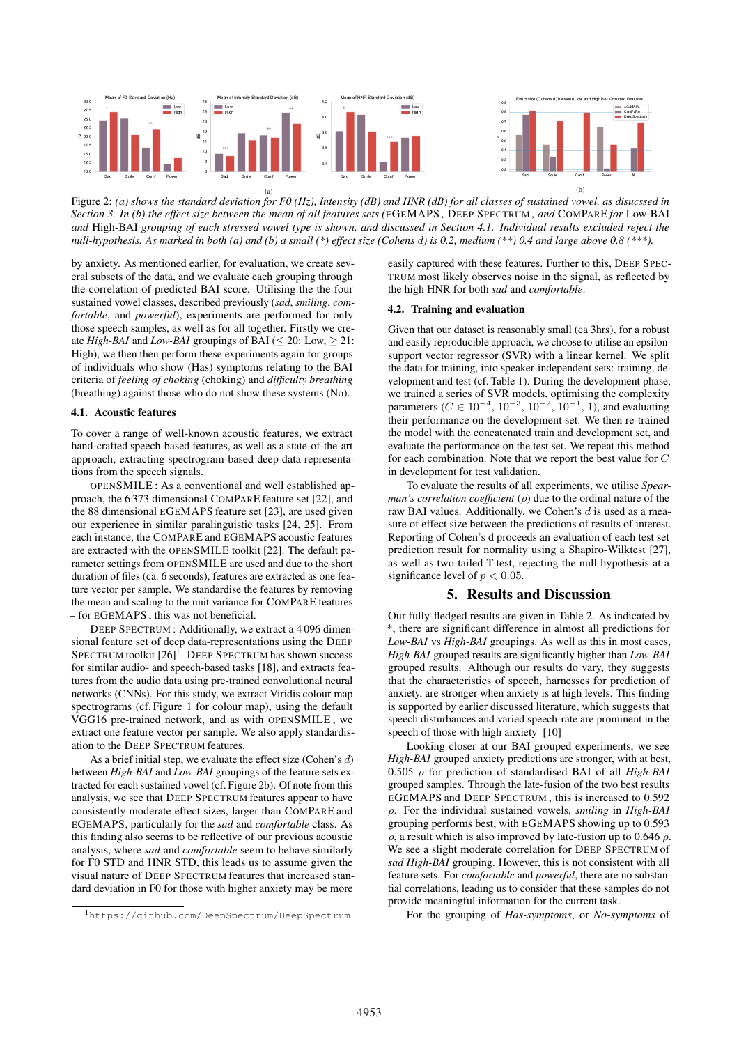Figure 2: *(a) shows the standard deviation for F0 (Hz), Intensity (dB) and HNR (dB) for all classes of sustained vowel, as disucssed in Section 3. In (b) the effect size between the mean of all features sets (*EGEMAPS*, *DEEP SPECTRUM*, and* COMPARE *for* Low-BAI *and* High-BAI *grouping of each stressed vowel type is shown, and discussed in Section 4.1. Individual results excluded reject the null-hypothesis. As marked in both (a) and (b) a small (*) effect size (Cohens d) is 0.2, medium (**) 0.4 and large above 0.8 (***).*

by anxiety. As mentioned earlier, for evaluation, we create several subsets of the data, and we evaluate each grouping through the correlation of predicted BAI score. Utilising the the four sustained vowel classes, described previously (*sad*, *smiling*, *comfortable*, and *powerful*), experiments are performed for only those speech samples, as well as for all together. Firstly we create *High-BAI* and *Low-BAI* groupings of BAI ($\leq$ 20: Low, $\geq$ 21: High), we then then perform these experiments again for groups of individuals who show (Has) symptoms relating to the BAI criteria of *feeling of choking* (choking) and *difficulty breathing* (breathing) against those who do not show these systems (No).

### 4.1. Acoustic features

To cover a range of well-known acoustic features, we extract hand-crafted speech-based features, as well as a state-of-the-art approach, extracting spectrogram-based deep data representations from the speech signals.

OPENSMILE : As a conventional and well established approach, the 6 373 dimensional COMPARE feature set [22], and the 88 dimensional EGEMAPS feature set [23], are used given our experience in similar paralinguistic tasks [24, 25]. From each instance, the COMPARE and EGEMAPS acoustic features are extracted with the OPENSMILE toolkit [22]. The default parameter settings from OPENSMILE are used and due to the short duration of files (ca. 6 seconds), features are extracted as one feature vector per sample. We standardise the features by removing the mean and scaling to the unit variance for COMPARE features – for EGEMAPS , this was not beneficial.

DEEP SPECTRUM : Additionally, we extract a 4 096 dimensional feature set of deep data-representations using the DEEP SPECTRUM toolkit [26][1]. DEEP SPECTRUM has shown success for similar audio- and speech-based tasks [18], and extracts features from the audio data using pre-trained convolutional neural networks (CNNs). For this study, we extract Viridis colour map spectrograms (cf. Figure 1 for colour map), using the default VGG16 pre-trained network, and as with OPENSMILE , we extract one feature vector per sample. We also apply standardisation to the DEEP SPECTRUM features.

As a brief initial step, we evaluate the effect size (Cohen's $d$) between *High-BAI* and *Low-BAI* groupings of the feature sets extracted for each sustained vowel (cf. Figure 2b). Of note from this analysis, we see that DEEP SPECTRUM features appear to have consistently moderate effect sizes, larger than COMPARE and EGEMAPS, particularly for the *sad* and *comfortable* class. As this finding also seems to be reflective of our previous acoustic analysis, where *sad* and *comfortable* seem to behave similarly for F0 STD and HNR STD, this leads us to assume given the visual nature of DEEP SPECTRUM features that increased standard deviation in F0 for those with higher anxiety may be more easily captured with these features. Further to this, DEEP SPECTRUM most likely observes noise in the signal, as reflected by the high HNR for both *sad* and *comfortable*.

[1]https://github.com/DeepSpectrum/DeepSpectrum

### 4.2. Training and evaluation

Given that our dataset is reasonably small (ca 3hrs), for a robust and easily reproducible approach, we choose to utilise an epsilon-support vector regressor (SVR) with a linear kernel. We split the data for training, into speaker-independent sets: training, development and test (cf. Table 1). During the development phase, we trained a series of SVR models, optimising the complexity parameters ($C \in 10^{-4}$, $10^{-3}$, $10^{-2}$, $10^{-1}$, 1), and evaluating their performance on the development set. We then re-trained the model with the concatenated train and development set, and evaluate the performance on the test set. We repeat this method for each combination. Note that we report the best value for $C$ in development for test validation.

To evaluate the results of all experiments, we utilise *Spearman's correlation coefficient* ($\rho$) due to the ordinal nature of the raw BAI values. Additionally, we Cohen's $d$ is used as a measure of effect size between the predictions of results of interest. Reporting of Cohen's d proceeds an evaluation of each test set prediction result for normality using a Shapiro-Wilktest [27], as well as two-tailed T-test, rejecting the null hypothesis at a significance level of $p < 0.05$.

## 5. Results and Discussion

Our fully-fledged results are given in Table 2. As indicated by *, there are significant difference in almost all predictions for *Low-BAI* vs *High-BAI* groupings. As well as this in most cases, *High-BAI* grouped results are significantly higher than *Low-BAI* grouped results. Although our results do vary, they suggests that the characteristics of speech, harnesses for prediction of anxiety, are stronger when anxiety is at high levels. This finding is supported by earlier discussed literature, which suggests that speech disturbances and varied speech-rate are prominent in the speech of those with high anxiety [10]

Looking closer at our BAI grouped experiments, we see *High-BAI* grouped anxiety predictions are stronger, with at best, 0.505 $\rho$ for prediction of standardised BAI of all *High-BAI* grouped samples. Through the late-fusion of the two best results EGEMAPS and DEEP SPECTRUM , this is increased to 0.592 $\rho$. For the individual sustained vowels, *smiling* in *High-BAI* grouping performs best, with EGEMAPS showing up to 0.593 $\rho$, a result which is also improved by late-fusion up to 0.646 $\rho$. We see a slight moderate correlation for DEEP SPECTRUM of *sad High-BAI* grouping. However, this is not consistent with all feature sets. For *comfortable* and *powerful*, there are no substantial correlations, leading us to consider that these samples do not provide meaningful information for the current task.

For the grouping of *Has-symptoms*, or *No-symptoms* of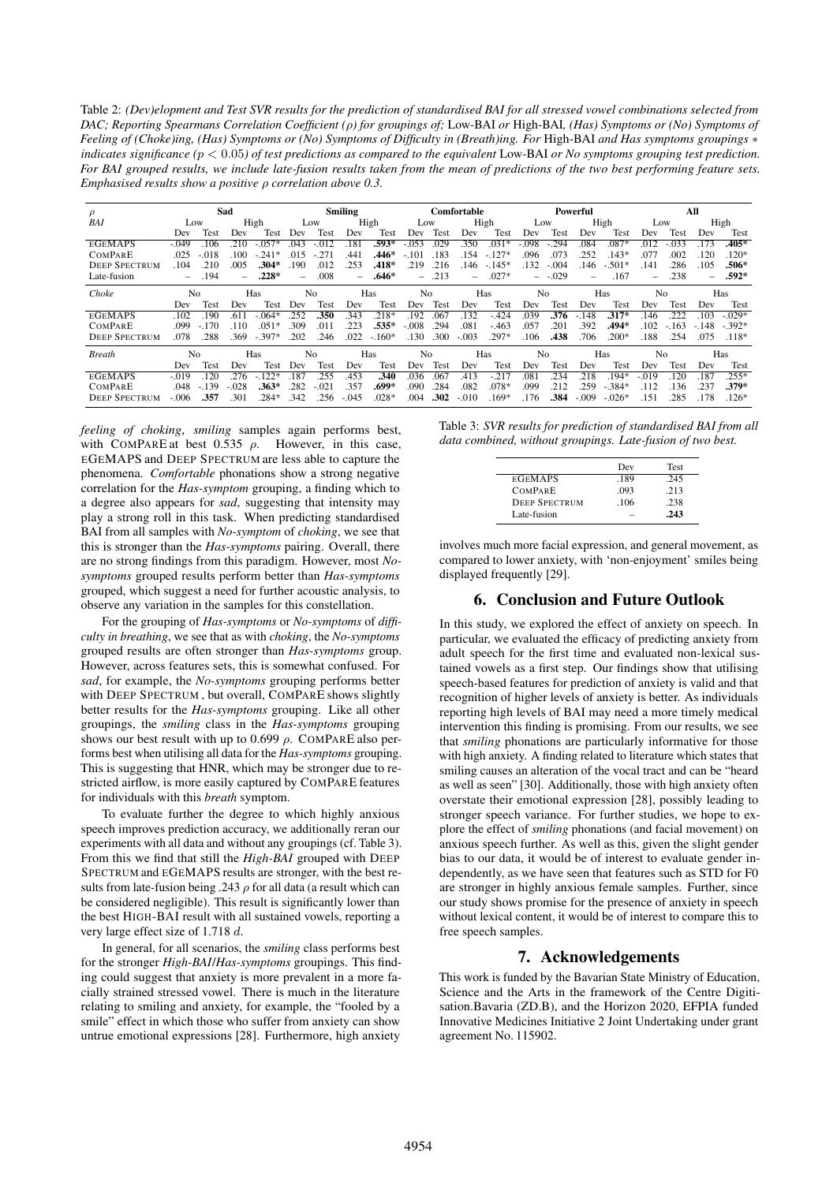Table 2: *(Dev)elopment and Test SVR results for the prediction of standardised BAI for all stressed vowel combinations selected from DAC; Reporting Spearmans Correlation Coefficient ($\rho$) for groupings of;* Low-BAI *or* High-BAI*, (Has) Symptoms or (No) Symptoms of Feeling of (Choke)ing, (Has) Symptoms or (No) Symptoms of Difficulty in (Breath)ing. For* High-BAI *and Has symptoms groupings $*$ indicates significance ($p < 0.05$) of test predictions as compared to the equivalent* Low-BAI *or No symptoms grouping test prediction. For BAI grouped results, we include late-fusion results taken from the mean of predictions of the two best performing feature sets. Emphasised results show a positive $\rho$ correlation above 0.3.*

| $\rho$ | Sad | | | | Smiling | | | | Comfortable | | | | Powerful | | | | All | | | |
|---|---|---|---|---|---|---|---|---|---|---|---|---|---|---|---|---|---|---|---|---|
| *BAI* | Low | | High | | Low | | High | | Low | | High | | Low | | High | | Low | | High | |
| | Dev | Test | Dev | Test | Dev | Test | Dev | Test | Dev | Test | Dev | Test | Dev | Test | Dev | Test | Dev | Test | Dev | Test |
| EGEMAPS | -.049 | .106 | .210 | -.057* | .043 | -.012 | .181 | **.593*** | -.053 | .029 | .350 | .031* | -.098 | -.294 | .084 | .087* | .012 | -.033 | .173 | **.405*** |
| COMPARE | .025 | -.018 | .100 | -.241* | .015 | -.271 | .441 | **.446*** | -.101 | .183 | .154 | -.127* | .096 | .073 | .252 | .143* | .077 | .002 | .120 | .120* |
| DEEP SPECTRUM | .104 | .210 | .005 | **.304*** | .190 | .012 | .253 | **.418*** | .219 | .216 | .146 | -.145* | .132 | -.004 | .146 | -.501* | .141 | .286 | .105 | **.506*** |
| Late-fusion | – | .194 | – | .228* | – | .008 | – | **.646*** | – | .213 | – | .027* | – | -.029 | – | .167 | – | .238 | – | **.592*** |
| *Choke* | No | | Has | | No | | Has | | No | | Has | | No | | Has | | No | | Has | |
| | Dev | Test | Dev | Test | Dev | Test | Dev | Test | Dev | Test | Dev | Test | Dev | Test | Dev | Test | Dev | Test | Dev | Test |
| EGEMAPS | .102 | .190 | .611 | -.064* | .252 | **.350** | .343 | .218* | .192 | .067 | .132 | -.424 | .039 | **.376** | -.148 | **.317*** | .146 | .222 | .103 | -.029* |
| COMPARE | .099 | -.170 | .110 | .051* | .309 | .011 | .223 | **.535*** | -.008 | .294 | .081 | -.463 | .057 | .201 | .392 | **.494*** | .102 | -.163 | -.148 | -.392* |
| DEEP SPECTRUM | .078 | .288 | .369 | -.397* | .202 | .246 | .022 | -.160* | .130 | .300 | -.003 | .297* | .106 | **.438** | .706 | .200* | .188 | .254 | .075 | .118* |
| *Breath* | No | | Has | | No | | Has | | No | | Has | | No | | Has | | No | | Has | |
| | Dev | Test | Dev | Test | Dev | Test | Dev | Test | Dev | Test | Dev | Test | Dev | Test | Dev | Test | Dev | Test | Dev | Test |
| EGEMAPS | -.019 | .120 | .276 | -.122* | .187 | .255 | .453 | **.340** | .036 | .067 | .413 | -.217 | .081 | .234 | .218 | .194* | -.019 | .120 | .187 | .255* |
| COMPARE | .048 | -.139 | -.028 | **.363*** | .282 | -.021 | .357 | **.699*** | .090 | .284 | .082 | .078* | .099 | .212 | .259 | -.384* | .112 | .136 | .237 | **.379*** |
| DEEP SPECTRUM | -.006 | **.357** | .301 | .284* | .342 | .256 | -.045 | .028* | .004 | **.302** | -.010 | .169* | .176 | **.384** | -.009 | -.026* | .151 | .285 | .178 | .126* |

*feeling of choking*, *smiling* samples again performs best, with COMPARE at best 0.535 $\rho$. However, in this case, EGEMAPS and DEEP SPECTRUM are less able to capture the phenomena. *Comfortable* phonations show a strong negative correlation for the *Has-symptom* grouping, a finding which to a degree also appears for *sad*, suggesting that intensity may play a strong roll in this task. When predicting standardised BAI from all samples with *No-symptom* of *choking*, we see that this is stronger than the *Has-symptoms* pairing. Overall, there are no strong findings from this paradigm. However, most *No-symptoms* grouped results perform better than *Has-symptoms* grouped, which suggest a need for further acoustic analysis, to observe any variation in the samples for this constellation.

For the grouping of *Has-symptoms* or *No-symptoms* of *difficulty in breathing*, we see that as with *choking*, the *No-symptoms* grouped results are often stronger than *Has-symptoms* group. However, across features sets, this is somewhat confused. For *sad*, for example, the *No-symptoms* grouping performs better with DEEP SPECTRUM, but overall, COMPARE shows slightly better results for the *Has-symptoms* grouping. Like all other groupings, the *smiling* class in the *Has-symptoms* grouping shows our best result with up to 0.699 $\rho$. COMPARE also performs best when utilising all data for the *Has-symptoms* grouping. This is suggesting that HNR, which may be stronger due to restricted airflow, is more easily captured by COMPARE features for individuals with this *breath* symptom.

To evaluate further the degree to which highly anxious speech improves prediction accuracy, we additionally reran our experiments with all data and without any groupings (cf. Table 3). From this we find that still the *High-BAI* grouped with DEEP SPECTRUM and EGEMAPS results are stronger, with the best results from late-fusion being .243 $\rho$ for all data (a result which can be considered negligible). This result is significantly lower than the best HIGH-BAI result with all sustained vowels, reporting a very large effect size of 1.718 $d$.

In general, for all scenarios, the *smiling* class performs best for the stronger *High-BAI*/*Has-symptoms* groupings. This finding could suggest that anxiety is more prevalent in a more facially strained stressed vowel. There is much in the literature relating to smiling and anxiety, for example, the "fooled by a smile" effect in which those who suffer from anxiety can show untrue emotional expressions [28]. Furthermore, high anxiety

Table 3: *SVR results for prediction of standardised BAI from all data combined, without groupings. Late-fusion of two best.*

| | Dev | Test |
|---|---|---|
| EGEMAPS | .189 | .245 |
| COMPARE | .093 | .213 |
| DEEP SPECTRUM | .106 | .238 |
| Late-fusion | – | **.243** |

involves much more facial expression, and general movement, as compared to lower anxiety, with 'non-enjoyment' smiles being displayed frequently [29].

## 6. Conclusion and Future Outlook

In this study, we explored the effect of anxiety on speech. In particular, we evaluated the efficacy of predicting anxiety from adult speech for the first time and evaluated non-lexical sustained vowels as a first step. Our findings show that utilising speech-based features for prediction of anxiety is valid and that recognition of higher levels of anxiety is better. As individuals reporting high levels of BAI may need a more timely medical intervention this finding is promising. From our results, we see that *smiling* phonations are particularly informative for those with high anxiety. A finding related to literature which states that smiling causes an alteration of the vocal tract and can be "heard as well as seen" [30]. Additionally, those with high anxiety often overstate their emotional expression [28], possibly leading to stronger speech variance. For further studies, we hope to explore the effect of *smiling* phonations (and facial movement) on anxious speech further. As well as this, given the slight gender bias to our data, it would be of interest to evaluate gender independently, as we have seen that features such as STD for F0 are stronger in highly anxious female samples. Further, since our study shows promise for the presence of anxiety in speech without lexical content, it would be of interest to compare this to free speech samples.

## 7. Acknowledgements

This work is funded by the Bavarian State Ministry of Education, Science and the Arts in the framework of the Centre Digitisation.Bavaria (ZD.B), and the Horizon 2020, EFPIA funded Innovative Medicines Initiative 2 Joint Undertaking under grant agreement No. 115902.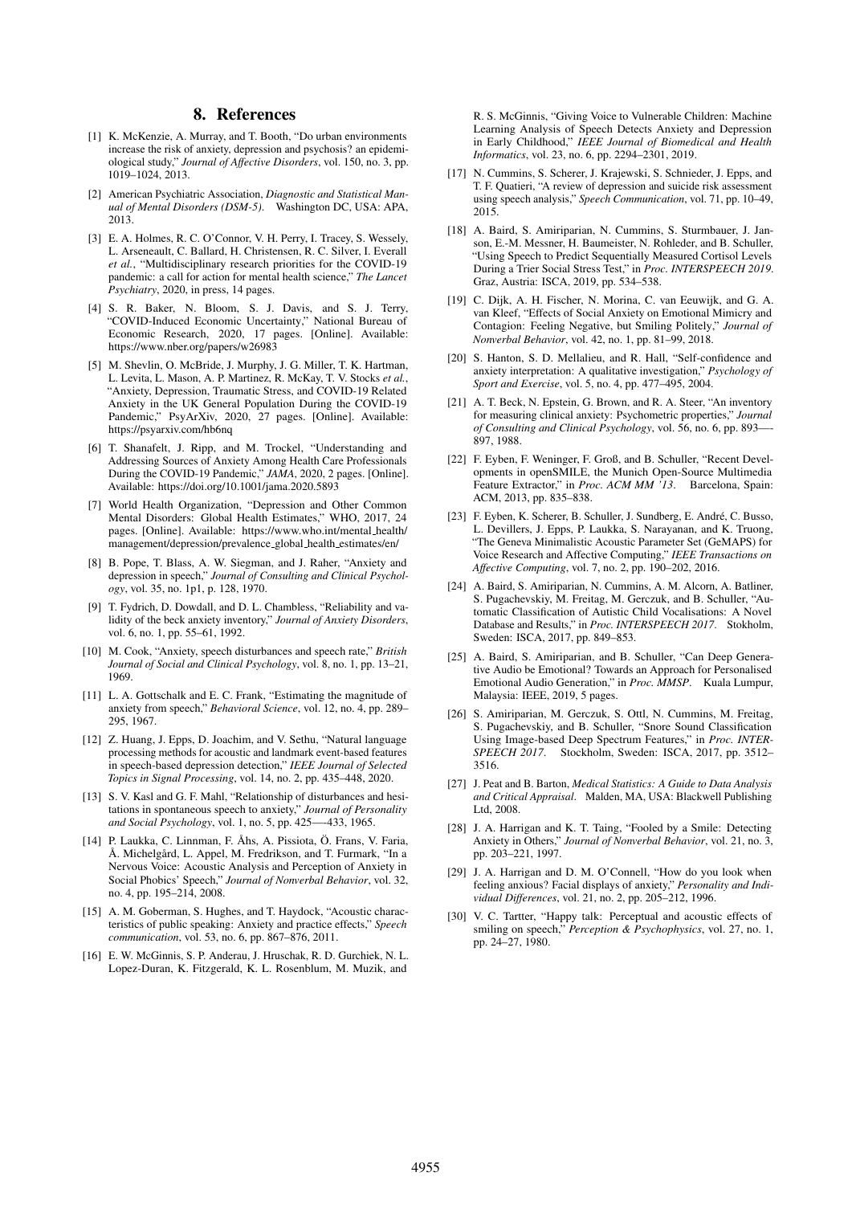## 8. References

[1] K. McKenzie, A. Murray, and T. Booth, "Do urban environments increase the risk of anxiety, depression and psychosis? an epidemiological study," *Journal of Affective Disorders*, vol. 150, no. 3, pp. 1019–1024, 2013.

[2] American Psychiatric Association, *Diagnostic and Statistical Manual of Mental Disorders (DSM-5)*. Washington DC, USA: APA, 2013.

[3] E. A. Holmes, R. C. O'Connor, V. H. Perry, I. Tracey, S. Wessely, L. Arseneault, C. Ballard, H. Christensen, R. C. Silver, I. Everall *et al.*, "Multidisciplinary research priorities for the COVID-19 pandemic: a call for action for mental health science," *The Lancet Psychiatry*, 2020, in press, 14 pages.

[4] S. R. Baker, N. Bloom, S. J. Davis, and S. J. Terry, "COVID-Induced Economic Uncertainty," National Bureau of Economic Research, 2020, 17 pages. [Online]. Available: https://www.nber.org/papers/w26983

[5] M. Shevlin, O. McBride, J. Murphy, J. G. Miller, T. K. Hartman, L. Levita, L. Mason, A. P. Martinez, R. McKay, T. V. Stocks *et al.*, "Anxiety, Depression, Traumatic Stress, and COVID-19 Related Anxiety in the UK General Population During the COVID-19 Pandemic," PsyArXiv, 2020, 27 pages. [Online]. Available: https://psyarxiv.com/hb6nq

[6] T. Shanafelt, J. Ripp, and M. Trockel, "Understanding and Addressing Sources of Anxiety Among Health Care Professionals During the COVID-19 Pandemic," *JAMA*, 2020, 2 pages. [Online]. Available: https://doi.org/10.1001/jama.2020.5893

[7] World Health Organization, "Depression and Other Common Mental Disorders: Global Health Estimates," WHO, 2017, 24 pages. [Online]. Available: https://www.who.int/mental_health/management/depression/prevalence_global_health_estimates/en/

[8] B. Pope, T. Blass, A. W. Siegman, and J. Raher, "Anxiety and depression in speech," *Journal of Consulting and Clinical Psychology*, vol. 35, no. 1p1, p. 128, 1970.

[9] T. Fydrich, D. Dowdall, and D. L. Chambless, "Reliability and validity of the beck anxiety inventory," *Journal of Anxiety Disorders*, vol. 6, no. 1, pp. 55–61, 1992.

[10] M. Cook, "Anxiety, speech disturbances and speech rate," *British Journal of Social and Clinical Psychology*, vol. 8, no. 1, pp. 13–21, 1969.

[11] L. A. Gottschalk and E. C. Frank, "Estimating the magnitude of anxiety from speech," *Behavioral Science*, vol. 12, no. 4, pp. 289–295, 1967.

[12] Z. Huang, J. Epps, D. Joachim, and V. Sethu, "Natural language processing methods for acoustic and landmark event-based features in speech-based depression detection," *IEEE Journal of Selected Topics in Signal Processing*, vol. 14, no. 2, pp. 435–448, 2020.

[13] S. V. Kasl and G. F. Mahl, "Relationship of disturbances and hesitations in spontaneous speech to anxiety," *Journal of Personality and Social Psychology*, vol. 1, no. 5, pp. 425—-433, 1965.

[14] P. Laukka, C. Linnman, F. Åhs, A. Pissiota, Ö. Frans, V. Faria, Å. Michelgård, L. Appel, M. Fredrikson, and T. Furmark, "In a Nervous Voice: Acoustic Analysis and Perception of Anxiety in Social Phobics' Speech," *Journal of Nonverbal Behavior*, vol. 32, no. 4, pp. 195–214, 2008.

[15] A. M. Goberman, S. Hughes, and T. Haydock, "Acoustic characteristics of public speaking: Anxiety and practice effects," *Speech communication*, vol. 53, no. 6, pp. 867–876, 2011.

[16] E. W. McGinnis, S. P. Anderau, J. Hruschak, R. D. Gurchiek, N. L. Lopez-Duran, K. Fitzgerald, K. L. Rosenblum, M. Muzik, and R. S. McGinnis, "Giving Voice to Vulnerable Children: Machine Learning Analysis of Speech Detects Anxiety and Depression in Early Childhood," *IEEE Journal of Biomedical and Health Informatics*, vol. 23, no. 6, pp. 2294–2301, 2019.

[17] N. Cummins, S. Scherer, J. Krajewski, S. Schnieder, J. Epps, and T. F. Quatieri, "A review of depression and suicide risk assessment using speech analysis," *Speech Communication*, vol. 71, pp. 10–49, 2015.

[18] A. Baird, S. Amiriparian, N. Cummins, S. Sturmbauer, J. Janson, E.-M. Messner, H. Baumeister, N. Rohleder, and B. Schuller, "Using Speech to Predict Sequentially Measured Cortisol Levels During a Trier Social Stress Test," in *Proc. INTERSPEECH 2019*. Graz, Austria: ISCA, 2019, pp. 534–538.

[19] C. Dijk, A. H. Fischer, N. Morina, C. van Eeuwijk, and G. A. van Kleef, "Effects of Social Anxiety on Emotional Mimicry and Contagion: Feeling Negative, but Smiling Politely," *Journal of Nonverbal Behavior*, vol. 42, no. 1, pp. 81–99, 2018.

[20] S. Hanton, S. D. Mellalieu, and R. Hall, "Self-confidence and anxiety interpretation: A qualitative investigation," *Psychology of Sport and Exercise*, vol. 5, no. 4, pp. 477–495, 2004.

[21] A. T. Beck, N. Epstein, G. Brown, and R. A. Steer, "An inventory for measuring clinical anxiety: Psychometric properties," *Journal of Consulting and Clinical Psychology*, vol. 56, no. 6, pp. 893—-897, 1988.

[22] F. Eyben, F. Weninger, F. Groß, and B. Schuller, "Recent Developments in openSMILE, the Munich Open-Source Multimedia Feature Extractor," in *Proc. ACM MM '13*. Barcelona, Spain: ACM, 2013, pp. 835–838.

[23] F. Eyben, K. Scherer, B. Schuller, J. Sundberg, E. André, C. Busso, L. Devillers, J. Epps, P. Laukka, S. Narayanan, and K. Truong, "The Geneva Minimalistic Acoustic Parameter Set (GeMAPS) for Voice Research and Affective Computing," *IEEE Transactions on Affective Computing*, vol. 7, no. 2, pp. 190–202, 2016.

[24] A. Baird, S. Amiriparian, N. Cummins, A. M. Alcorn, A. Batliner, S. Pugachevskiy, M. Freitag, M. Gerczuk, and B. Schuller, "Automatic Classification of Autistic Child Vocalisations: A Novel Database and Results," in *Proc. INTERSPEECH 2017*. Stokholm, Sweden: ISCA, 2017, pp. 849–853.

[25] A. Baird, S. Amiriparian, and B. Schuller, "Can Deep Generative Audio be Emotional? Towards an Approach for Personalised Emotional Audio Generation," in *Proc. MMSP*. Kuala Lumpur, Malaysia: IEEE, 2019, 5 pages.

[26] S. Amiriparian, M. Gerczuk, S. Ottl, N. Cummins, M. Freitag, S. Pugachevskiy, and B. Schuller, "Snore Sound Classification Using Image-based Deep Spectrum Features," in *Proc. INTERSPEECH 2017*. Stockholm, Sweden: ISCA, 2017, pp. 3512–3516.

[27] J. Peat and B. Barton, *Medical Statistics: A Guide to Data Analysis and Critical Appraisal*. Malden, MA, USA: Blackwell Publishing Ltd, 2008.

[28] J. A. Harrigan and K. T. Taing, "Fooled by a Smile: Detecting Anxiety in Others," *Journal of Nonverbal Behavior*, vol. 21, no. 3, pp. 203–221, 1997.

[29] J. A. Harrigan and D. M. O'Connell, "How do you look when feeling anxious? Facial displays of anxiety," *Personality and Individual Differences*, vol. 21, no. 2, pp. 205–212, 1996.

[30] V. C. Tartter, "Happy talk: Perceptual and acoustic effects of smiling on speech," *Perception & Psychophysics*, vol. 27, no. 1, pp. 24–27, 1980.